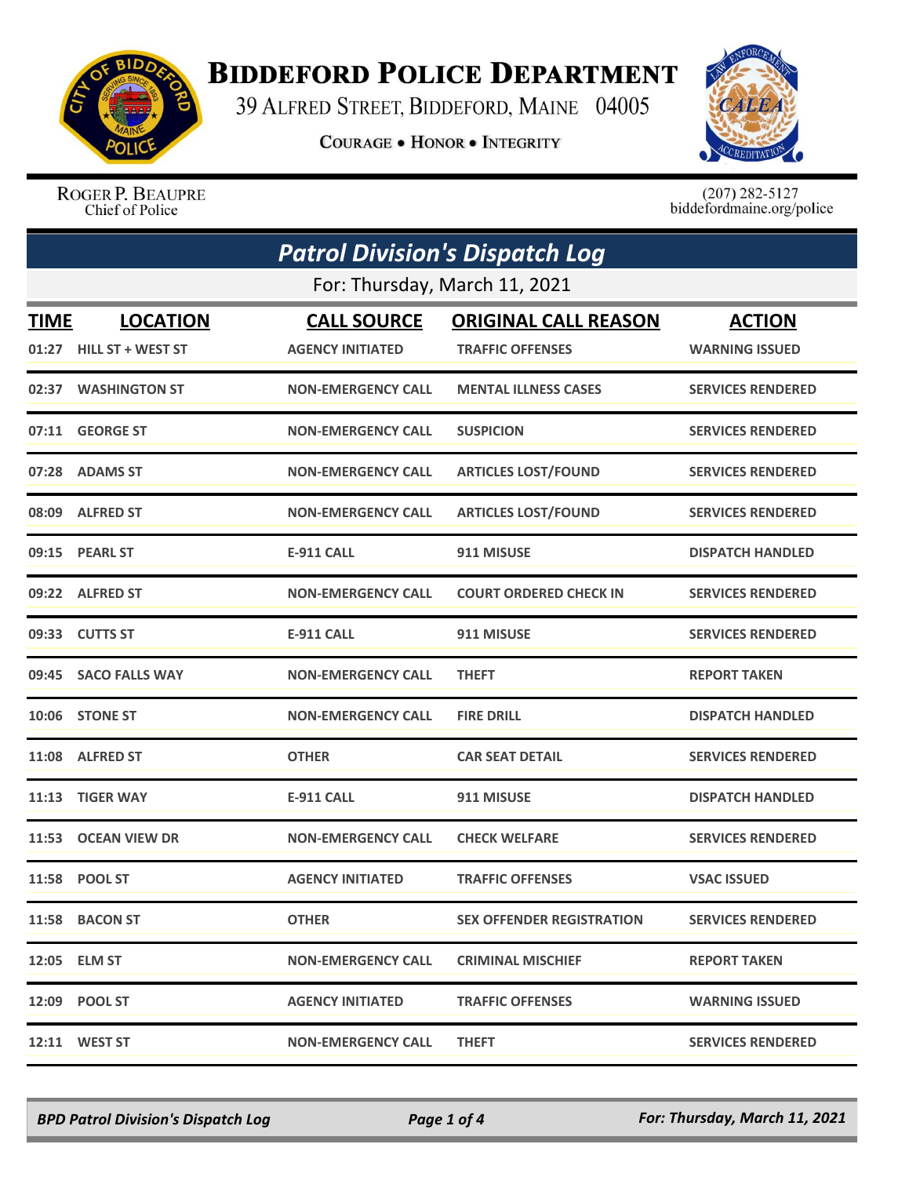# BIDDEFORD POLICE DEPARTMENT

39 ALFRED STREET, BIDDEFORD, MAINE 04005

COURAGE • HONOR • INTEGRITY

ROGER P. BEAUPRE
Chief of Police

(207) 282-5127
biddefordmaine.org/police

## *Patrol Division's Dispatch Log*

For: Thursday, March 11, 2021

| TIME | LOCATION | CALL SOURCE | ORIGINAL CALL REASON | ACTION |
|---|---|---|---|---|
| 01:27 | HILL ST + WEST ST | AGENCY INITIATED | TRAFFIC OFFENSES | WARNING ISSUED |
| 02:37 | WASHINGTON ST | NON-EMERGENCY CALL | MENTAL ILLNESS CASES | SERVICES RENDERED |
| 07:11 | GEORGE ST | NON-EMERGENCY CALL | SUSPICION | SERVICES RENDERED |
| 07:28 | ADAMS ST | NON-EMERGENCY CALL | ARTICLES LOST/FOUND | SERVICES RENDERED |
| 08:09 | ALFRED ST | NON-EMERGENCY CALL | ARTICLES LOST/FOUND | SERVICES RENDERED |
| 09:15 | PEARL ST | E-911 CALL | 911 MISUSE | DISPATCH HANDLED |
| 09:22 | ALFRED ST | NON-EMERGENCY CALL | COURT ORDERED CHECK IN | SERVICES RENDERED |
| 09:33 | CUTTS ST | E-911 CALL | 911 MISUSE | SERVICES RENDERED |
| 09:45 | SACO FALLS WAY | NON-EMERGENCY CALL | THEFT | REPORT TAKEN |
| 10:06 | STONE ST | NON-EMERGENCY CALL | FIRE DRILL | DISPATCH HANDLED |
| 11:08 | ALFRED ST | OTHER | CAR SEAT DETAIL | SERVICES RENDERED |
| 11:13 | TIGER WAY | E-911 CALL | 911 MISUSE | DISPATCH HANDLED |
| 11:53 | OCEAN VIEW DR | NON-EMERGENCY CALL | CHECK WELFARE | SERVICES RENDERED |
| 11:58 | POOL ST | AGENCY INITIATED | TRAFFIC OFFENSES | VSAC ISSUED |
| 11:58 | BACON ST | OTHER | SEX OFFENDER REGISTRATION | SERVICES RENDERED |
| 12:05 | ELM ST | NON-EMERGENCY CALL | CRIMINAL MISCHIEF | REPORT TAKEN |
| 12:09 | POOL ST | AGENCY INITIATED | TRAFFIC OFFENSES | WARNING ISSUED |
| 12:11 | WEST ST | NON-EMERGENCY CALL | THEFT | SERVICES RENDERED |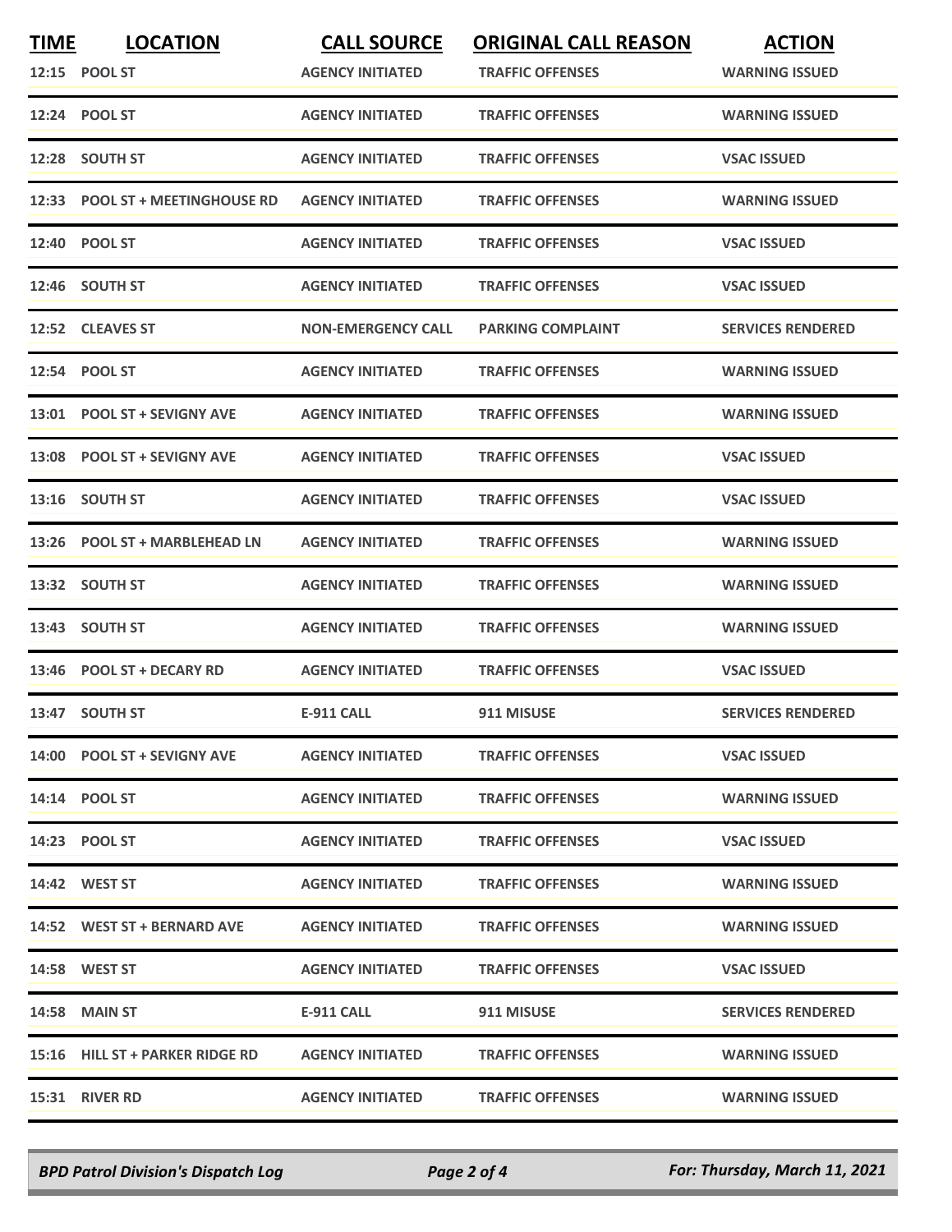| TIME | LOCATION | CALL SOURCE | ORIGINAL CALL REASON | ACTION |
|---|---|---|---|---|
| 12:15 | POOL ST | AGENCY INITIATED | TRAFFIC OFFENSES | WARNING ISSUED |
| 12:24 | POOL ST | AGENCY INITIATED | TRAFFIC OFFENSES | WARNING ISSUED |
| 12:28 | SOUTH ST | AGENCY INITIATED | TRAFFIC OFFENSES | VSAC ISSUED |
| 12:33 | POOL ST + MEETINGHOUSE RD | AGENCY INITIATED | TRAFFIC OFFENSES | WARNING ISSUED |
| 12:40 | POOL ST | AGENCY INITIATED | TRAFFIC OFFENSES | VSAC ISSUED |
| 12:46 | SOUTH ST | AGENCY INITIATED | TRAFFIC OFFENSES | VSAC ISSUED |
| 12:52 | CLEAVES ST | NON-EMERGENCY CALL | PARKING COMPLAINT | SERVICES RENDERED |
| 12:54 | POOL ST | AGENCY INITIATED | TRAFFIC OFFENSES | WARNING ISSUED |
| 13:01 | POOL ST + SEVIGNY AVE | AGENCY INITIATED | TRAFFIC OFFENSES | WARNING ISSUED |
| 13:08 | POOL ST + SEVIGNY AVE | AGENCY INITIATED | TRAFFIC OFFENSES | VSAC ISSUED |
| 13:16 | SOUTH ST | AGENCY INITIATED | TRAFFIC OFFENSES | VSAC ISSUED |
| 13:26 | POOL ST + MARBLEHEAD LN | AGENCY INITIATED | TRAFFIC OFFENSES | WARNING ISSUED |
| 13:32 | SOUTH ST | AGENCY INITIATED | TRAFFIC OFFENSES | WARNING ISSUED |
| 13:43 | SOUTH ST | AGENCY INITIATED | TRAFFIC OFFENSES | WARNING ISSUED |
| 13:46 | POOL ST + DECARY RD | AGENCY INITIATED | TRAFFIC OFFENSES | VSAC ISSUED |
| 13:47 | SOUTH ST | E-911 CALL | 911 MISUSE | SERVICES RENDERED |
| 14:00 | POOL ST + SEVIGNY AVE | AGENCY INITIATED | TRAFFIC OFFENSES | VSAC ISSUED |
| 14:14 | POOL ST | AGENCY INITIATED | TRAFFIC OFFENSES | WARNING ISSUED |
| 14:23 | POOL ST | AGENCY INITIATED | TRAFFIC OFFENSES | VSAC ISSUED |
| 14:42 | WEST ST | AGENCY INITIATED | TRAFFIC OFFENSES | WARNING ISSUED |
| 14:52 | WEST ST + BERNARD AVE | AGENCY INITIATED | TRAFFIC OFFENSES | WARNING ISSUED |
| 14:58 | WEST ST | AGENCY INITIATED | TRAFFIC OFFENSES | VSAC ISSUED |
| 14:58 | MAIN ST | E-911 CALL | 911 MISUSE | SERVICES RENDERED |
| 15:16 | HILL ST + PARKER RIDGE RD | AGENCY INITIATED | TRAFFIC OFFENSES | WARNING ISSUED |
| 15:31 | RIVER RD | AGENCY INITIATED | TRAFFIC OFFENSES | WARNING ISSUED |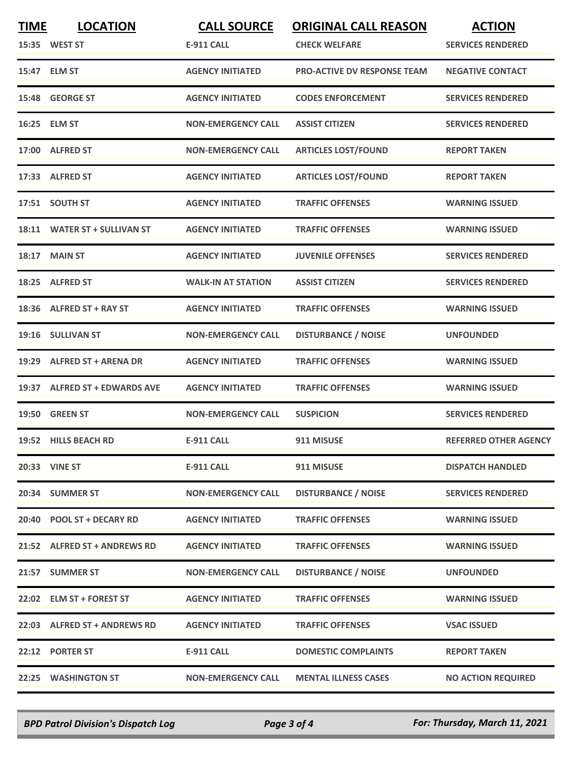| TIME | LOCATION | CALL SOURCE | ORIGINAL CALL REASON | ACTION |
|---|---|---|---|---|
| 15:35 | WEST ST | E-911 CALL | CHECK WELFARE | SERVICES RENDERED |
| 15:47 | ELM ST | AGENCY INITIATED | PRO-ACTIVE DV RESPONSE TEAM | NEGATIVE CONTACT |
| 15:48 | GEORGE ST | AGENCY INITIATED | CODES ENFORCEMENT | SERVICES RENDERED |
| 16:25 | ELM ST | NON-EMERGENCY CALL | ASSIST CITIZEN | SERVICES RENDERED |
| 17:00 | ALFRED ST | NON-EMERGENCY CALL | ARTICLES LOST/FOUND | REPORT TAKEN |
| 17:33 | ALFRED ST | AGENCY INITIATED | ARTICLES LOST/FOUND | REPORT TAKEN |
| 17:51 | SOUTH ST | AGENCY INITIATED | TRAFFIC OFFENSES | WARNING ISSUED |
| 18:11 | WATER ST + SULLIVAN ST | AGENCY INITIATED | TRAFFIC OFFENSES | WARNING ISSUED |
| 18:17 | MAIN ST | AGENCY INITIATED | JUVENILE OFFENSES | SERVICES RENDERED |
| 18:25 | ALFRED ST | WALK-IN AT STATION | ASSIST CITIZEN | SERVICES RENDERED |
| 18:36 | ALFRED ST + RAY ST | AGENCY INITIATED | TRAFFIC OFFENSES | WARNING ISSUED |
| 19:16 | SULLIVAN ST | NON-EMERGENCY CALL | DISTURBANCE / NOISE | UNFOUNDED |
| 19:29 | ALFRED ST + ARENA DR | AGENCY INITIATED | TRAFFIC OFFENSES | WARNING ISSUED |
| 19:37 | ALFRED ST + EDWARDS AVE | AGENCY INITIATED | TRAFFIC OFFENSES | WARNING ISSUED |
| 19:50 | GREEN ST | NON-EMERGENCY CALL | SUSPICION | SERVICES RENDERED |
| 19:52 | HILLS BEACH RD | E-911 CALL | 911 MISUSE | REFERRED OTHER AGENCY |
| 20:33 | VINE ST | E-911 CALL | 911 MISUSE | DISPATCH HANDLED |
| 20:34 | SUMMER ST | NON-EMERGENCY CALL | DISTURBANCE / NOISE | SERVICES RENDERED |
| 20:40 | POOL ST + DECARY RD | AGENCY INITIATED | TRAFFIC OFFENSES | WARNING ISSUED |
| 21:52 | ALFRED ST + ANDREWS RD | AGENCY INITIATED | TRAFFIC OFFENSES | WARNING ISSUED |
| 21:57 | SUMMER ST | NON-EMERGENCY CALL | DISTURBANCE / NOISE | UNFOUNDED |
| 22:02 | ELM ST + FOREST ST | AGENCY INITIATED | TRAFFIC OFFENSES | WARNING ISSUED |
| 22:03 | ALFRED ST + ANDREWS RD | AGENCY INITIATED | TRAFFIC OFFENSES | VSAC ISSUED |
| 22:12 | PORTER ST | E-911 CALL | DOMESTIC COMPLAINTS | REPORT TAKEN |
| 22:25 | WASHINGTON ST | NON-EMERGENCY CALL | MENTAL ILLNESS CASES | NO ACTION REQUIRED |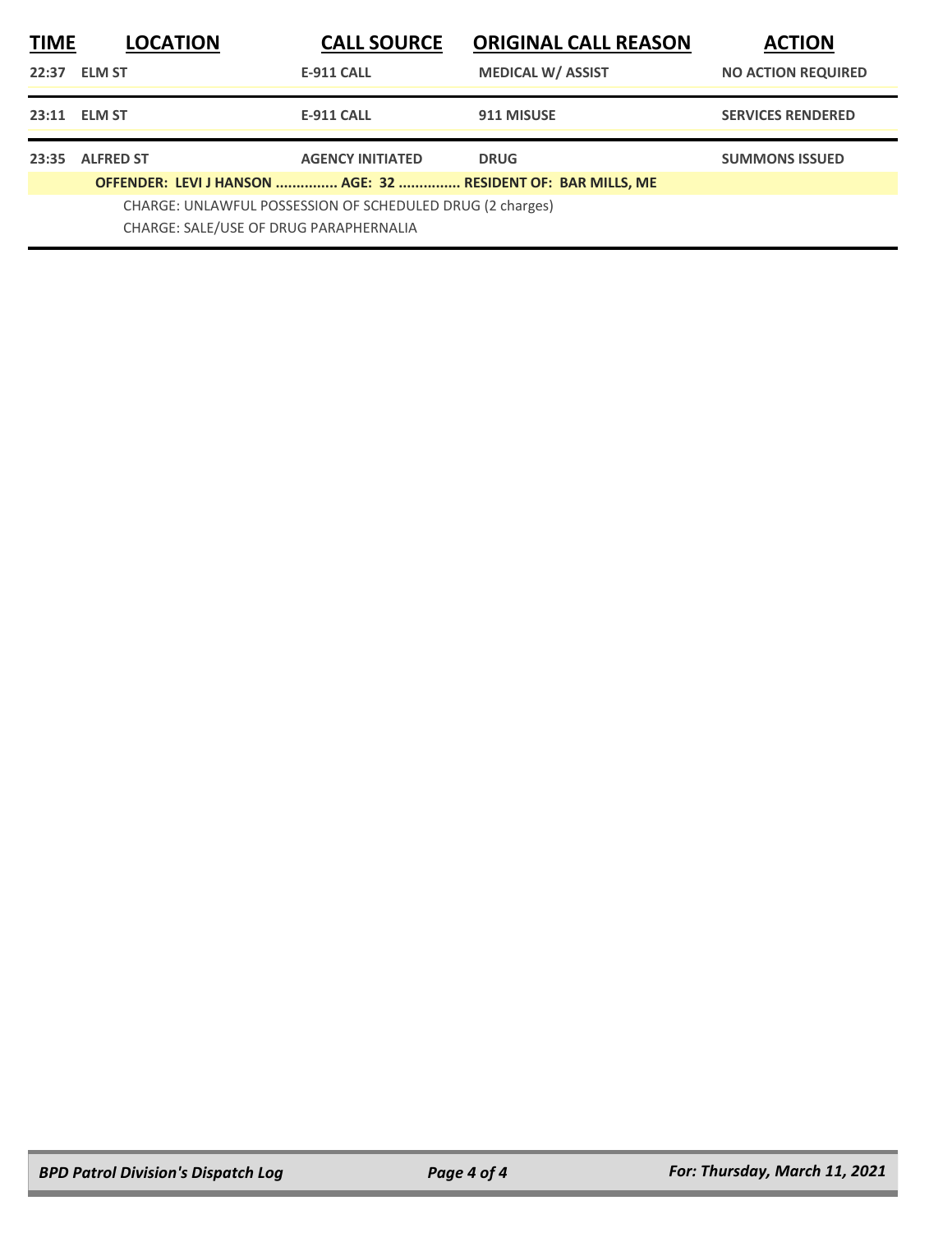| TIME | LOCATION | CALL SOURCE | ORIGINAL CALL REASON | ACTION |
|---|---|---|---|---|
| 22:37 | ELM ST | E-911 CALL | MEDICAL W/ ASSIST | NO ACTION REQUIRED |
| 23:11 | ELM ST | E-911 CALL | 911 MISUSE | SERVICES RENDERED |
| 23:35 | ALFRED ST | AGENCY INITIATED | DRUG | SUMMONS ISSUED |

**OFFENDER: LEVI J HANSON ............... AGE: 32 ............... RESIDENT OF: BAR MILLS, ME**

CHARGE: UNLAWFUL POSSESSION OF SCHEDULED DRUG (2 charges)

CHARGE: SALE/USE OF DRUG PARAPHERNALIA